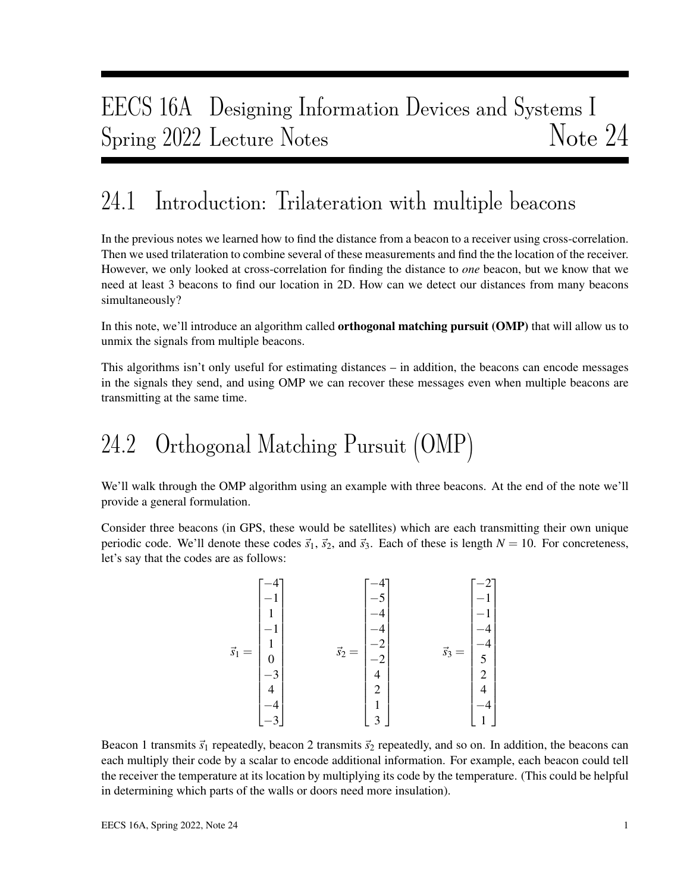# EECS 16A Designing Information Devices and Systems I
# Spring 2022 Lecture Notes — Note 24

## 24.1 Introduction: Trilateration with multiple beacons

In the previous notes we learned how to find the distance from a beacon to a receiver using cross-correlation. Then we used trilateration to combine several of these measurements and find the the location of the receiver. However, we only looked at cross-correlation for finding the distance to *one* beacon, but we know that we need at least 3 beacons to find our location in 2D. How can we detect our distances from many beacons simultaneously?

In this note, we'll introduce an algorithm called **orthogonal matching pursuit (OMP)** that will allow us to unmix the signals from multiple beacons.

This algorithms isn't only useful for estimating distances – in addition, the beacons can encode messages in the signals they send, and using OMP we can recover these messages even when multiple beacons are transmitting at the same time.

## 24.2 Orthogonal Matching Pursuit (OMP)

We'll walk through the OMP algorithm using an example with three beacons. At the end of the note we'll provide a general formulation.

Consider three beacons (in GPS, these would be satellites) which are each transmitting their own unique periodic code. We'll denote these codes $\vec{s}_1$, $\vec{s}_2$, and $\vec{s}_3$. Each of these is length $N = 10$. For concreteness, let's say that the codes are as follows:

$$\vec{s}_1 = \begin{bmatrix} -4 \\ -1 \\ 1 \\ -1 \\ 1 \\ 0 \\ -3 \\ 4 \\ -4 \\ -3 \end{bmatrix} \qquad \vec{s}_2 = \begin{bmatrix} -4 \\ -5 \\ -4 \\ -4 \\ -2 \\ -2 \\ 4 \\ 2 \\ 1 \\ 3 \end{bmatrix} \qquad \vec{s}_3 = \begin{bmatrix} -2 \\ -1 \\ -1 \\ -4 \\ -4 \\ 5 \\ 2 \\ 4 \\ -4 \\ 1 \end{bmatrix}$$

Beacon 1 transmits $\vec{s}_1$ repeatedly, beacon 2 transmits $\vec{s}_2$ repeatedly, and so on. In addition, the beacons can each multiply their code by a scalar to encode additional information. For example, each beacon could tell the receiver the temperature at its location by multiplying its code by the temperature. (This could be helpful in determining which parts of the walls or doors need more insulation).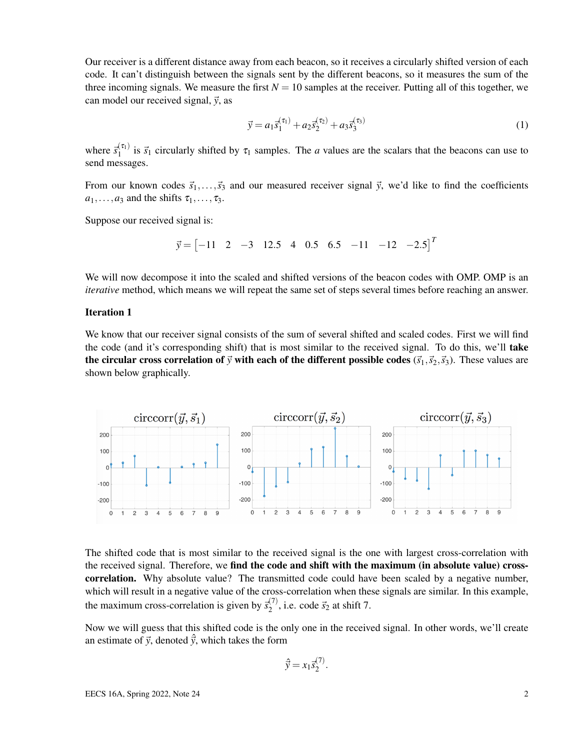Our receiver is a different distance away from each beacon, so it receives a circularly shifted version of each code. It can't distinguish between the signals sent by the different beacons, so it measures the sum of the three incoming signals. We measure the first $N = 10$ samples at the receiver. Putting all of this together, we can model our received signal, $\vec{y}$, as

$$\vec{y} = a_1 \vec{s}_1^{(\tau_1)} + a_2 \vec{s}_2^{(\tau_2)} + a_3 \vec{s}_3^{(\tau_3)} \tag{1}$$

where $\vec{s}_1^{(\tau_1)}$ is $\vec{s}_1$ circularly shifted by $\tau_1$ samples. The $a$ values are the scalars that the beacons can use to send messages.

From our known codes $\vec{s}_1, \ldots, \vec{s}_3$ and our measured receiver signal $\vec{y}$, we'd like to find the coefficients $a_1, \ldots, a_3$ and the shifts $\tau_1, \ldots, \tau_3$.

Suppose our received signal is:

$$\vec{y} = \begin{bmatrix} -11 & 2 & -3 & 12.5 & 4 & 0.5 & 6.5 & -11 & -12 & -2.5 \end{bmatrix}^T$$

We will now decompose it into the scaled and shifted versions of the beacon codes with OMP. OMP is an *iterative* method, which means we will repeat the same set of steps several times before reaching an answer.

### Iteration 1

We know that our receiver signal consists of the sum of several shifted and scaled codes. First we will find the code (and it's corresponding shift) that is most similar to the received signal. To do this, we'll **take the circular cross correlation of $\vec{y}$ with each of the different possible codes** ($\vec{s}_1, \vec{s}_2, \vec{s}_3$). These values are shown below graphically.

The shifted code that is most similar to the received signal is the one with largest cross-correlation with the received signal. Therefore, we **find the code and shift with the maximum (in absolute value) cross-correlation.** Why absolute value? The transmitted code could have been scaled by a negative number, which will result in a negative value of the cross-correlation when these signals are similar. In this example, the maximum cross-correlation is given by $\vec{s}_2^{(7)}$, i.e. code $\vec{s}_2$ at shift 7.

Now we will guess that this shifted code is the only one in the received signal. In other words, we'll create an estimate of $\vec{y}$, denoted $\hat{\vec{y}}$, which takes the form

$$\hat{\vec{y}} = x_1 \vec{s}_2^{(7)}.$$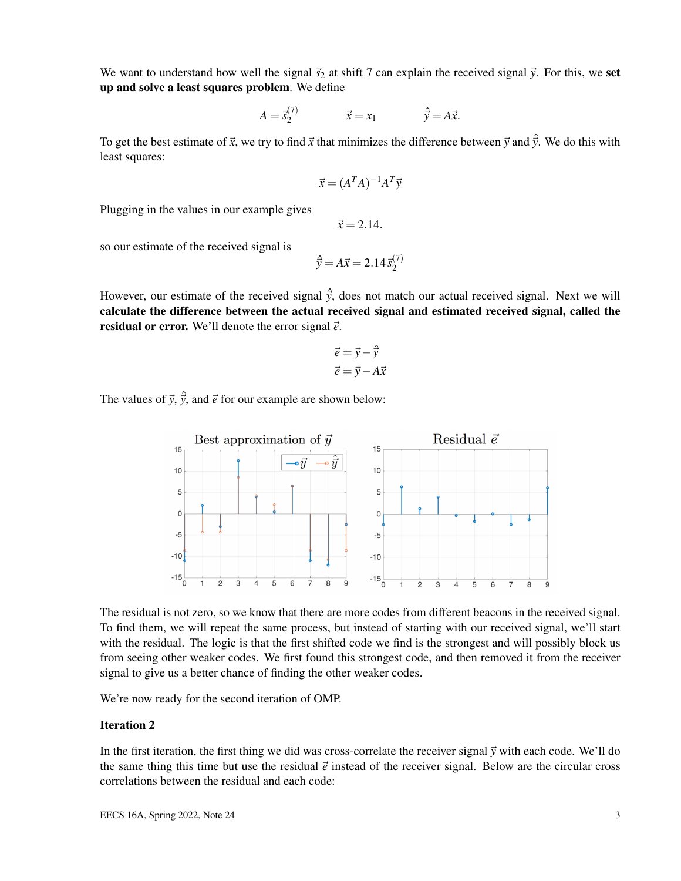We want to understand how well the signal $\vec{s}_2$ at shift 7 can explain the received signal $\vec{y}$. For this, we **set up and solve a least squares problem**. We define

$$A = \vec{s}_2^{(7)} \qquad \vec{x} = x_1 \qquad \hat{\vec{y}} = A\vec{x}.$$

To get the best estimate of $\vec{x}$, we try to find $\vec{x}$ that minimizes the difference between $\vec{y}$ and $\hat{\vec{y}}$. We do this with least squares:

$$\vec{x} = (A^T A)^{-1} A^T \vec{y}$$

Plugging in the values in our example gives

$$\vec{x} = 2.14.$$

so our estimate of the received signal is

$$\hat{\vec{y}} = A\vec{x} = 2.14\vec{s}_2^{(7)}$$

However, our estimate of the received signal $\hat{\vec{y}}$, does not match our actual received signal. Next we will **calculate the difference between the actual received signal and estimated received signal, called the residual or error.** We'll denote the error signal $\vec{e}$.

$$\vec{e} = \vec{y} - \hat{\vec{y}}$$
$$\vec{e} = \vec{y} - A\vec{x}$$

The values of $\vec{y}$, $\hat{\vec{y}}$, and $\vec{e}$ for our example are shown below:

The residual is not zero, so we know that there are more codes from different beacons in the received signal. To find them, we will repeat the same process, but instead of starting with our received signal, we'll start with the residual. The logic is that the first shifted code we find is the strongest and will possibly block us from seeing other weaker codes. We first found this strongest code, and then removed it from the receiver signal to give us a better chance of finding the other weaker codes.

We're now ready for the second iteration of OMP.

### Iteration 2

In the first iteration, the first thing we did was cross-correlate the receiver signal $\vec{y}$ with each code. We'll do the same thing this time but use the residual $\vec{e}$ instead of the receiver signal. Below are the circular cross correlations between the residual and each code: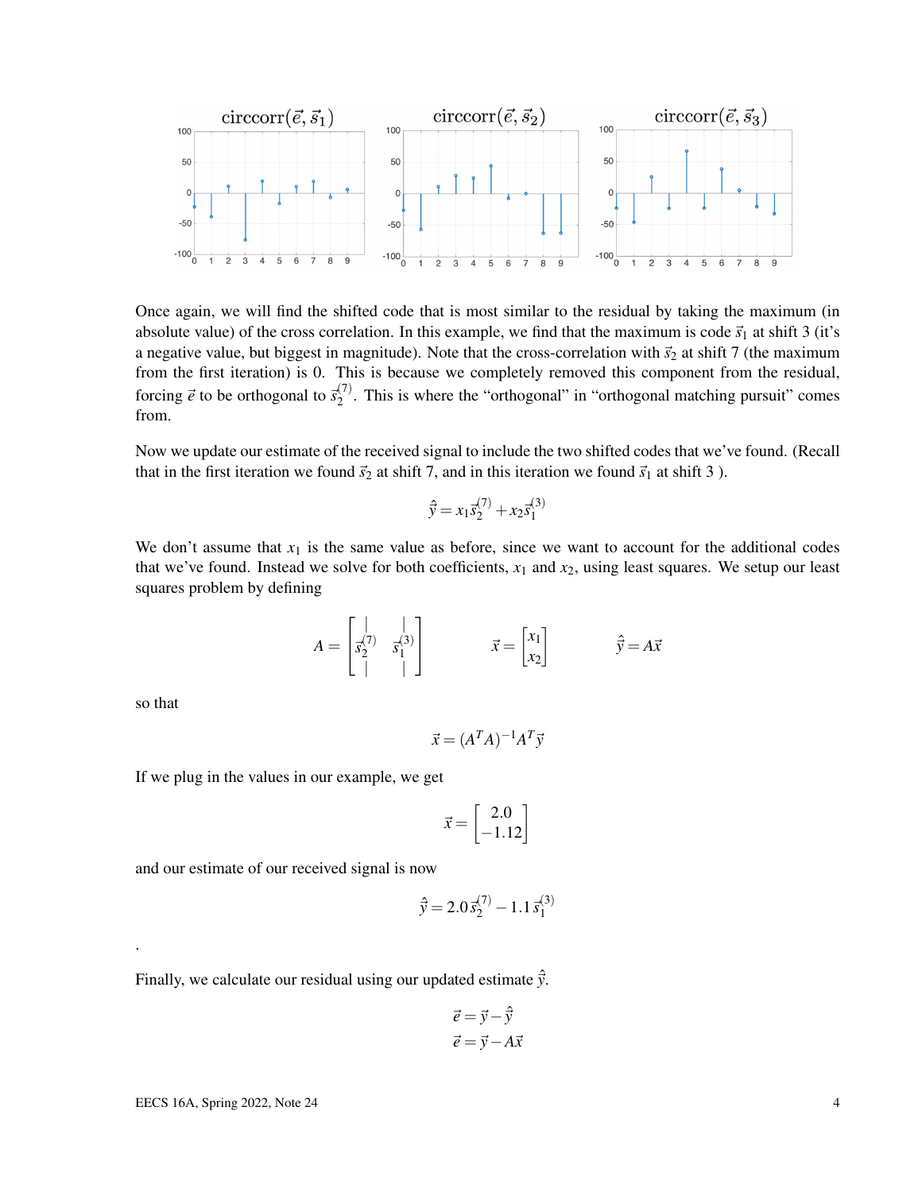Once again, we will find the shifted code that is most similar to the residual by taking the maximum (in absolute value) of the cross correlation. In this example, we find that the maximum is code $\vec{s}_1$ at shift 3 (it's a negative value, but biggest in magnitude). Note that the cross-correlation with $\vec{s}_2$ at shift 7 (the maximum from the first iteration) is 0. This is because we completely removed this component from the residual, forcing $\vec{e}$ to be orthogonal to $\vec{s}_2^{(7)}$. This is where the "orthogonal" in "orthogonal matching pursuit" comes from.

Now we update our estimate of the received signal to include the two shifted codes that we've found. (Recall that in the first iteration we found $\vec{s}_2$ at shift 7, and in this iteration we found $\vec{s}_1$ at shift 3 ).

$$\hat{\vec{y}} = x_1 \vec{s}_2^{(7)} + x_2 \vec{s}_1^{(3)}$$

We don't assume that $x_1$ is the same value as before, since we want to account for the additional codes that we've found. Instead we solve for both coefficients, $x_1$ and $x_2$, using least squares. We setup our least squares problem by defining

$$A = \begin{bmatrix} | & | \\ \vec{s}_2^{(7)} & \vec{s}_1^{(3)} \\ | & | \end{bmatrix} \qquad \vec{x} = \begin{bmatrix} x_1 \\ x_2 \end{bmatrix} \qquad \hat{\vec{y}} = A\vec{x}$$

so that

$$\vec{x} = (A^T A)^{-1} A^T \vec{y}$$

If we plug in the values in our example, we get

$$\vec{x} = \begin{bmatrix} 2.0 \\ -1.12 \end{bmatrix}$$

and our estimate of our received signal is now

$$\hat{\vec{y}} = 2.0 \vec{s}_2^{(7)} - 1.1 \vec{s}_1^{(3)}$$

.

Finally, we calculate our residual using our updated estimate $\hat{\vec{y}}$.

$$\vec{e} = \vec{y} - \hat{\vec{y}}$$
$$\vec{e} = \vec{y} - A\vec{x}$$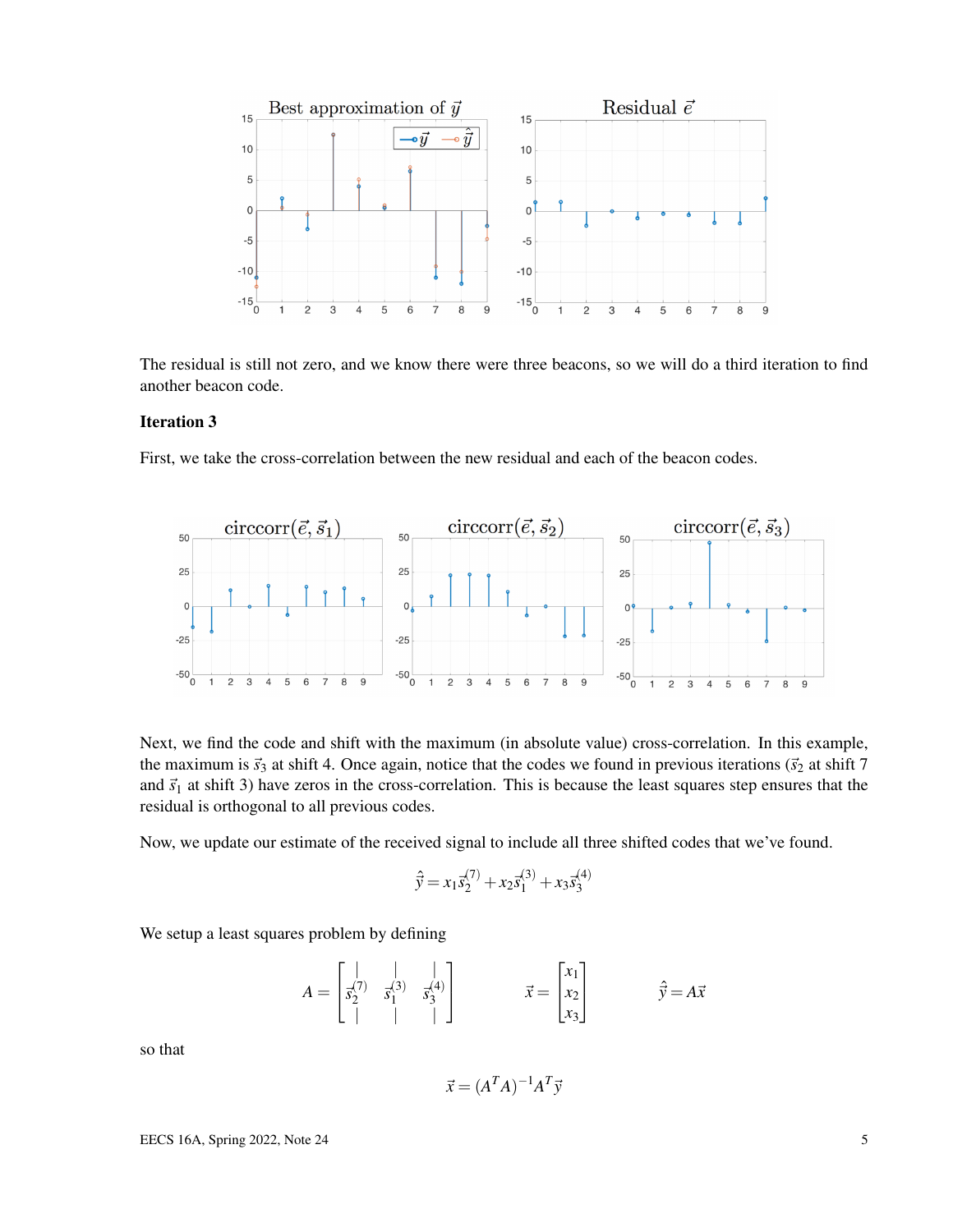The residual is still not zero, and we know there were three beacons, so we will do a third iteration to find another beacon code.

**Iteration 3**

First, we take the cross-correlation between the new residual and each of the beacon codes.

Next, we find the code and shift with the maximum (in absolute value) cross-correlation. In this example, the maximum is $\vec{s}_3$ at shift 4. Once again, notice that the codes we found in previous iterations ($\vec{s}_2$ at shift 7 and $\vec{s}_1$ at shift 3) have zeros in the cross-correlation. This is because the least squares step ensures that the residual is orthogonal to all previous codes.

Now, we update our estimate of the received signal to include all three shifted codes that we've found.

$$\hat{\vec{y}} = x_1 \vec{s}_2^{(7)} + x_2 \vec{s}_1^{(3)} + x_3 \vec{s}_3^{(4)}$$

We setup a least squares problem by defining

$$A = \begin{bmatrix} | & | & | \\ \vec{s}_2^{(7)} & \vec{s}_1^{(3)} & \vec{s}_3^{(4)} \\ | & | & | \end{bmatrix} \qquad \vec{x} = \begin{bmatrix} x_1 \\ x_2 \\ x_3 \end{bmatrix} \qquad \hat{\vec{y}} = A\vec{x}$$

so that

$$\vec{x} = (A^T A)^{-1} A^T \vec{y}$$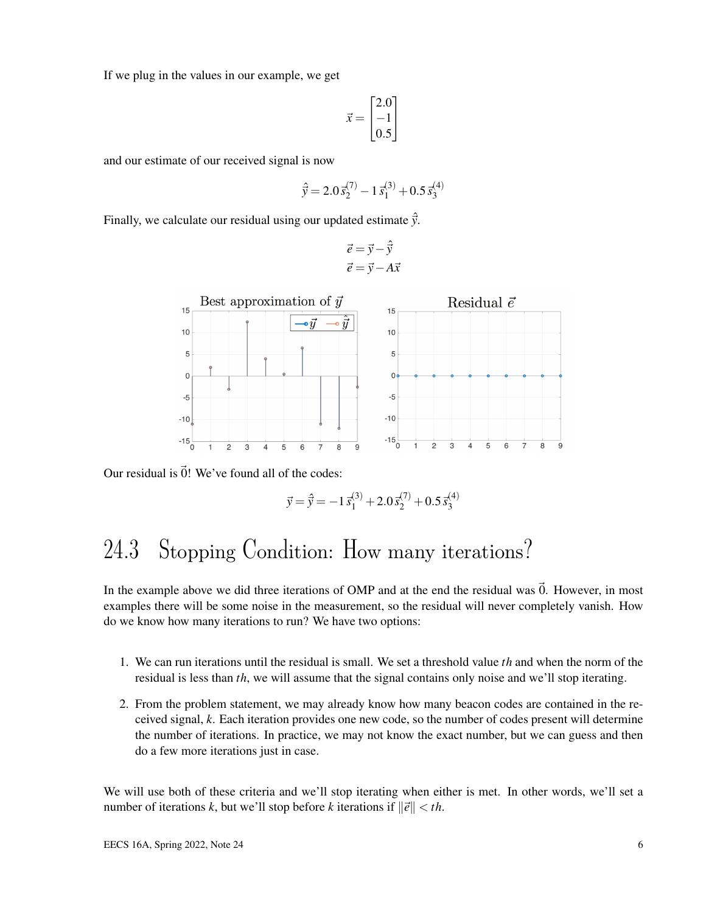If we plug in the values in our example, we get

$$\vec{x} = \begin{bmatrix} 2.0 \\ -1 \\ 0.5 \end{bmatrix}$$

and our estimate of our received signal is now

$$\hat{\vec{y}} = 2.0\,\vec{s}_2^{(7)} - 1\,\vec{s}_1^{(3)} + 0.5\,\vec{s}_3^{(4)}$$

Finally, we calculate our residual using our updated estimate $\hat{\vec{y}}$.

$$\vec{e} = \vec{y} - \hat{\vec{y}}$$
$$\vec{e} = \vec{y} - A\vec{x}$$

Our residual is $\vec{0}$! We've found all of the codes:

$$\vec{y} = \hat{\vec{y}} = -1\,\vec{s}_1^{(3)} + 2.0\,\vec{s}_2^{(7)} + 0.5\,\vec{s}_3^{(4)}$$

## 24.3 Stopping Condition: How many iterations?

In the example above we did three iterations of OMP and at the end the residual was $\vec{0}$. However, in most examples there will be some noise in the measurement, so the residual will never completely vanish. How do we know how many iterations to run? We have two options:

1. We can run iterations until the residual is small. We set a threshold value $th$ and when the norm of the residual is less than $th$, we will assume that the signal contains only noise and we'll stop iterating.
2. From the problem statement, we may already know how many beacon codes are contained in the received signal, $k$. Each iteration provides one new code, so the number of codes present will determine the number of iterations. In practice, we may not know the exact number, but we can guess and then do a few more iterations just in case.

We will use both of these criteria and we'll stop iterating when either is met. In other words, we'll set a number of iterations $k$, but we'll stop before $k$ iterations if $\|\vec{e}\| < th$.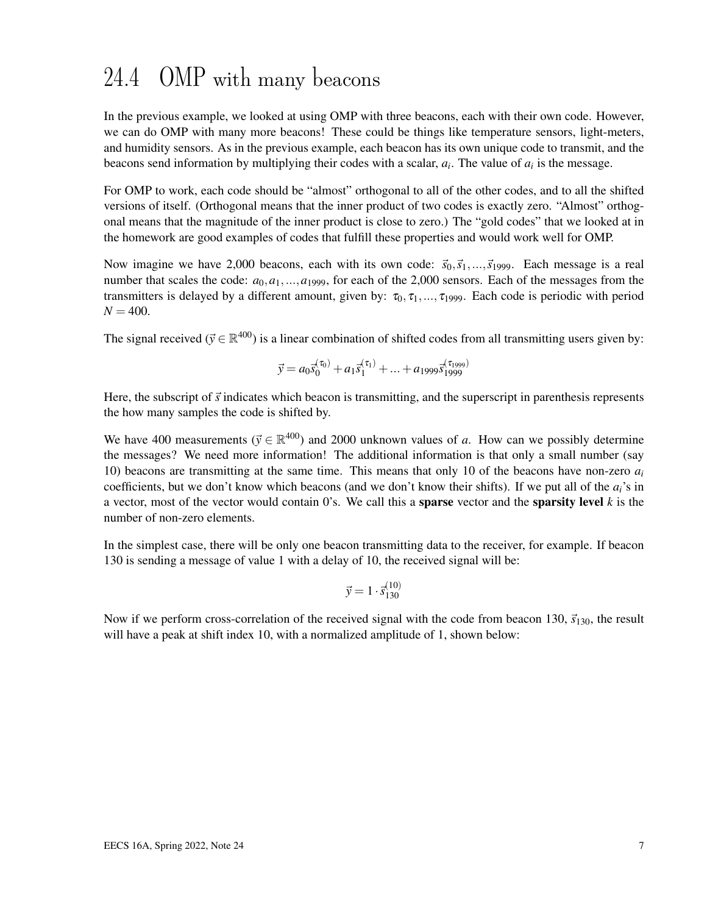## 24.4 OMP with many beacons

In the previous example, we looked at using OMP with three beacons, each with their own code. However, we can do OMP with many more beacons! These could be things like temperature sensors, light-meters, and humidity sensors. As in the previous example, each beacon has its own unique code to transmit, and the beacons send information by multiplying their codes with a scalar, $a_i$. The value of $a_i$ is the message.

For OMP to work, each code should be "almost" orthogonal to all of the other codes, and to all the shifted versions of itself. (Orthogonal means that the inner product of two codes is exactly zero. "Almost" orthogonal means that the magnitude of the inner product is close to zero.) The "gold codes" that we looked at in the homework are good examples of codes that fulfill these properties and would work well for OMP.

Now imagine we have 2,000 beacons, each with its own code: $\vec{s}_0, \vec{s}_1, ..., \vec{s}_{1999}$. Each message is a real number that scales the code: $a_0, a_1, ..., a_{1999}$, for each of the 2,000 sensors. Each of the messages from the transmitters is delayed by a different amount, given by: $\tau_0, \tau_1, ..., \tau_{1999}$. Each code is periodic with period $N = 400$.

The signal received ($\vec{y} \in \mathbb{R}^{400}$) is a linear combination of shifted codes from all transmitting users given by:

$$\vec{y} = a_0 \vec{s}_0^{(\tau_0)} + a_1 \vec{s}_1^{(\tau_1)} + ... + a_{1999} \vec{s}_{1999}^{(\tau_{1999})}$$

Here, the subscript of $\vec{s}$ indicates which beacon is transmitting, and the superscript in parenthesis represents the how many samples the code is shifted by.

We have 400 measurements ($\vec{y} \in \mathbb{R}^{400}$) and 2000 unknown values of $a$. How can we possibly determine the messages? We need more information! The additional information is that only a small number (say 10) beacons are transmitting at the same time. This means that only 10 of the beacons have non-zero $a_i$ coefficients, but we don't know which beacons (and we don't know their shifts). If we put all of the $a_i$'s in a vector, most of the vector would contain 0's. We call this a **sparse** vector and the **sparsity level** $k$ is the number of non-zero elements.

In the simplest case, there will be only one beacon transmitting data to the receiver, for example. If beacon 130 is sending a message of value 1 with a delay of 10, the received signal will be:

$$\vec{y} = 1 \cdot \vec{s}_{130}^{(10)}$$

Now if we perform cross-correlation of the received signal with the code from beacon 130, $\vec{s}_{130}$, the result will have a peak at shift index 10, with a normalized amplitude of 1, shown below: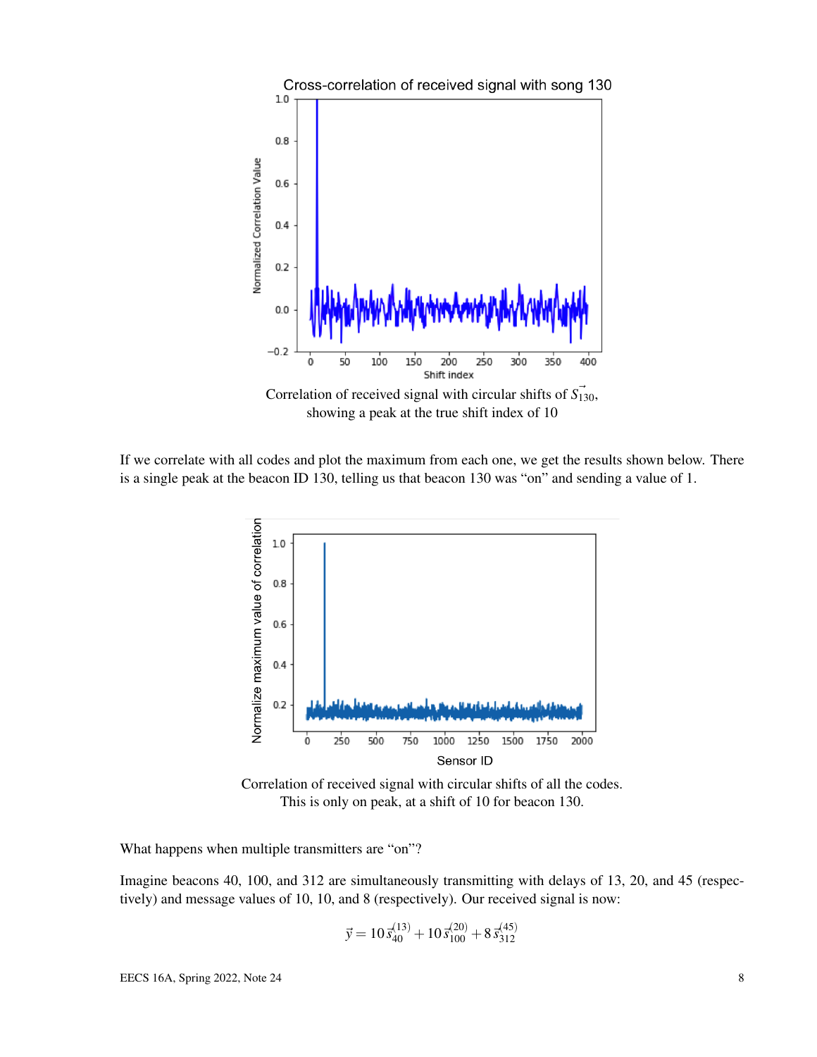Correlation of received signal with circular shifts of $\vec{S_{130}}$, showing a peak at the true shift index of 10

If we correlate with all codes and plot the maximum from each one, we get the results shown below. There is a single peak at the beacon ID 130, telling us that beacon 130 was "on" and sending a value of 1.

Correlation of received signal with circular shifts of all the codes. This is only on peak, at a shift of 10 for beacon 130.

What happens when multiple transmitters are "on"?

Imagine beacons 40, 100, and 312 are simultaneously transmitting with delays of 13, 20, and 45 (respectively) and message values of 10, 10, and 8 (respectively). Our received signal is now:

$$\vec{y} = 10\,\vec{s}_{40}^{(13)} + 10\,\vec{s}_{100}^{(20)} + 8\,\vec{s}_{312}^{(45)}$$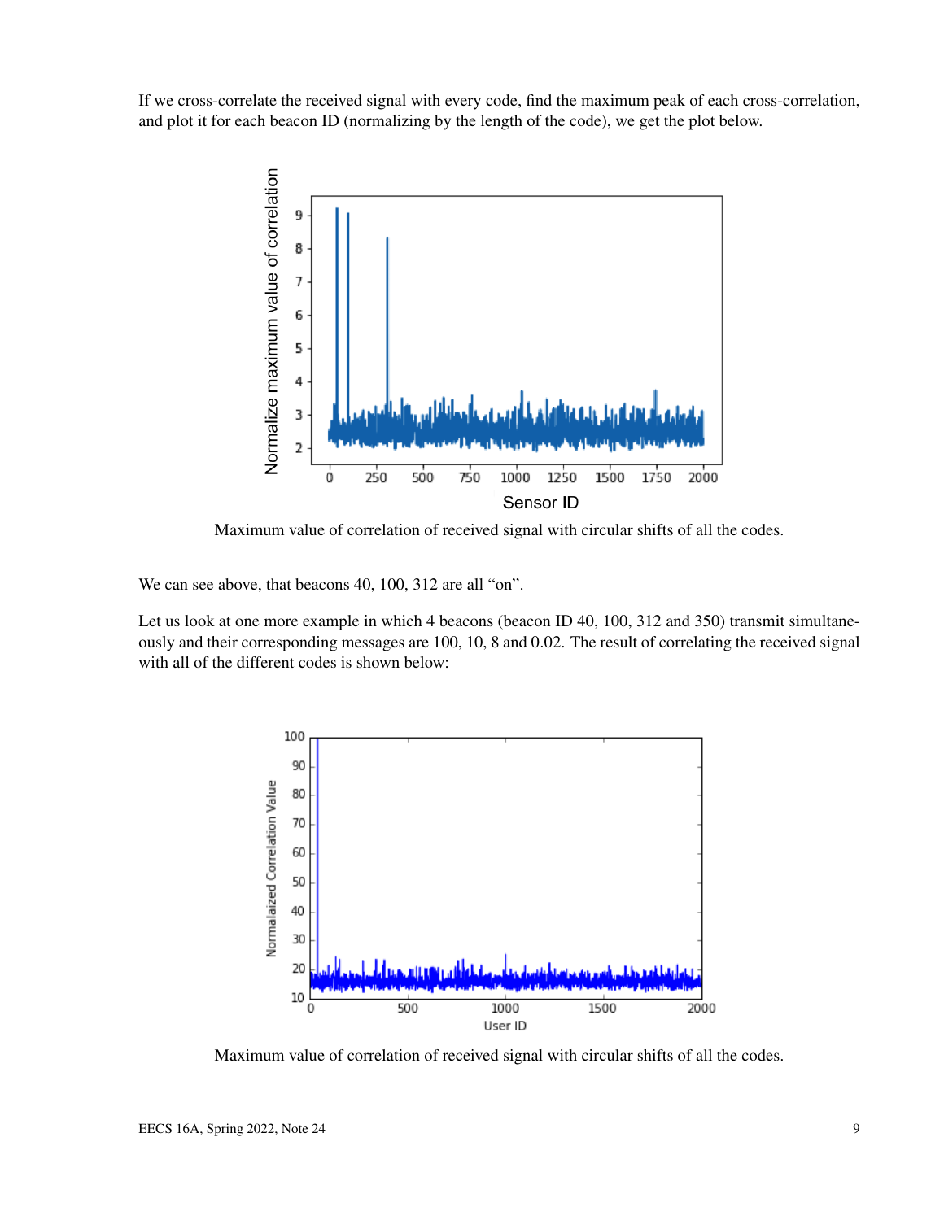If we cross-correlate the received signal with every code, find the maximum peak of each cross-correlation, and plot it for each beacon ID (normalizing by the length of the code), we get the plot below.

Maximum value of correlation of received signal with circular shifts of all the codes.

We can see above, that beacons 40, 100, 312 are all "on".

Let us look at one more example in which 4 beacons (beacon ID 40, 100, 312 and 350) transmit simultaneously and their corresponding messages are 100, 10, 8 and 0.02. The result of correlating the received signal with all of the different codes is shown below:

Maximum value of correlation of received signal with circular shifts of all the codes.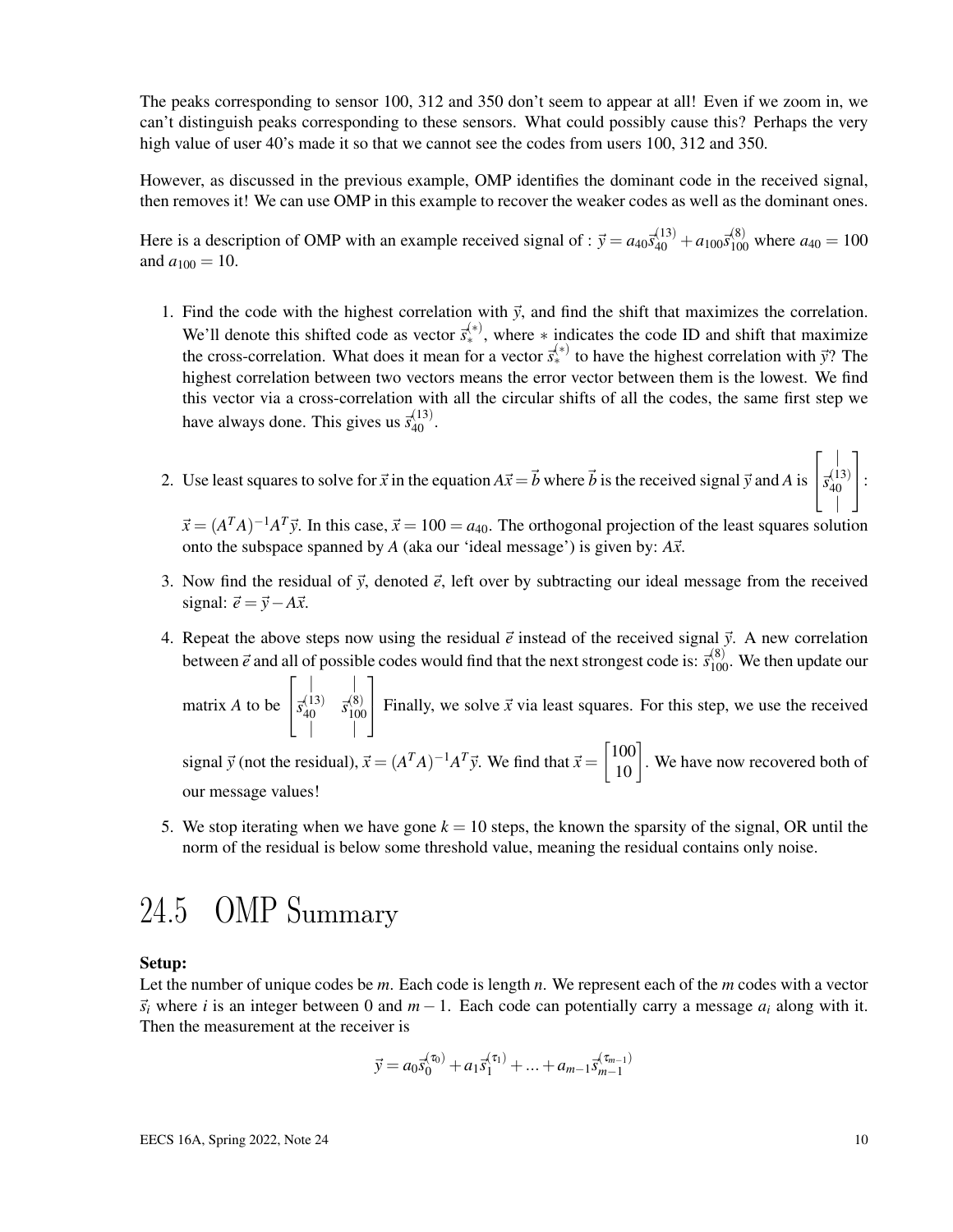The peaks corresponding to sensor 100, 312 and 350 don't seem to appear at all! Even if we zoom in, we can't distinguish peaks corresponding to these sensors. What could possibly cause this? Perhaps the very high value of user 40's made it so that we cannot see the codes from users 100, 312 and 350.

However, as discussed in the previous example, OMP identifies the dominant code in the received signal, then removes it! We can use OMP in this example to recover the weaker codes as well as the dominant ones.

Here is a description of OMP with an example received signal of : $\vec{y} = a_{40}\vec{s}_{40}^{(13)} + a_{100}\vec{s}_{100}^{(8)}$ where $a_{40} = 100$ and $a_{100} = 10$.

1. Find the code with the highest correlation with $\vec{y}$, and find the shift that maximizes the correlation. We'll denote this shifted code as vector $\vec{s}_*^{(*)}$, where $*$ indicates the code ID and shift that maximize the cross-correlation. What does it mean for a vector $\vec{s}_*^{(*)}$ to have the highest correlation with $\vec{y}$? The highest correlation between two vectors means the error vector between them is the lowest. We find this vector via a cross-correlation with all the circular shifts of all the codes, the same first step we have always done. This gives us $\vec{s}_{40}^{(13)}$.

2. Use least squares to solve for $\vec{x}$ in the equation $A\vec{x} = \vec{b}$ where $\vec{b}$ is the received signal $\vec{y}$ and $A$ is $\begin{bmatrix} | \\ \vec{s}_{40}^{(13)} \\ | \end{bmatrix}$:

   $\vec{x} = (A^T A)^{-1} A^T \vec{y}$. In this case, $\vec{x} = 100 = a_{40}$. The orthogonal projection of the least squares solution onto the subspace spanned by $A$ (aka our 'ideal message') is given by: $A\vec{x}$.

3. Now find the residual of $\vec{y}$, denoted $\vec{e}$, left over by subtracting our ideal message from the received signal: $\vec{e} = \vec{y} - A\vec{x}$.

4. Repeat the above steps now using the residual $\vec{e}$ instead of the received signal $\vec{y}$. A new correlation between $\vec{e}$ and all of possible codes would find that the next strongest code is: $\vec{s}_{100}^{(8)}$. We then update our matrix $A$ to be $\begin{bmatrix} | & | \\ \vec{s}_{40}^{(13)} & \vec{s}_{100}^{(8)} \\ | & | \end{bmatrix}$ Finally, we solve $\vec{x}$ via least squares. For this step, we use the received signal $\vec{y}$ (not the residual), $\vec{x} = (A^T A)^{-1} A^T \vec{y}$. We find that $\vec{x} = \begin{bmatrix} 100 \\ 10 \end{bmatrix}$. We have now recovered both of our message values!

5. We stop iterating when we have gone $k = 10$ steps, the known the sparsity of the signal, OR until the norm of the residual is below some threshold value, meaning the residual contains only noise.

# 24.5 OMP Summary

**Setup:**
Let the number of unique codes be $m$. Each code is length $n$. We represent each of the $m$ codes with a vector $\vec{s}_i$ where $i$ is an integer between 0 and $m-1$. Each code can potentially carry a message $a_i$ along with it. Then the measurement at the receiver is

$$\vec{y} = a_0\vec{s}_0^{(\tau_0)} + a_1\vec{s}_1^{(\tau_1)} + \ldots + a_{m-1}\vec{s}_{m-1}^{(\tau_{m-1})}$$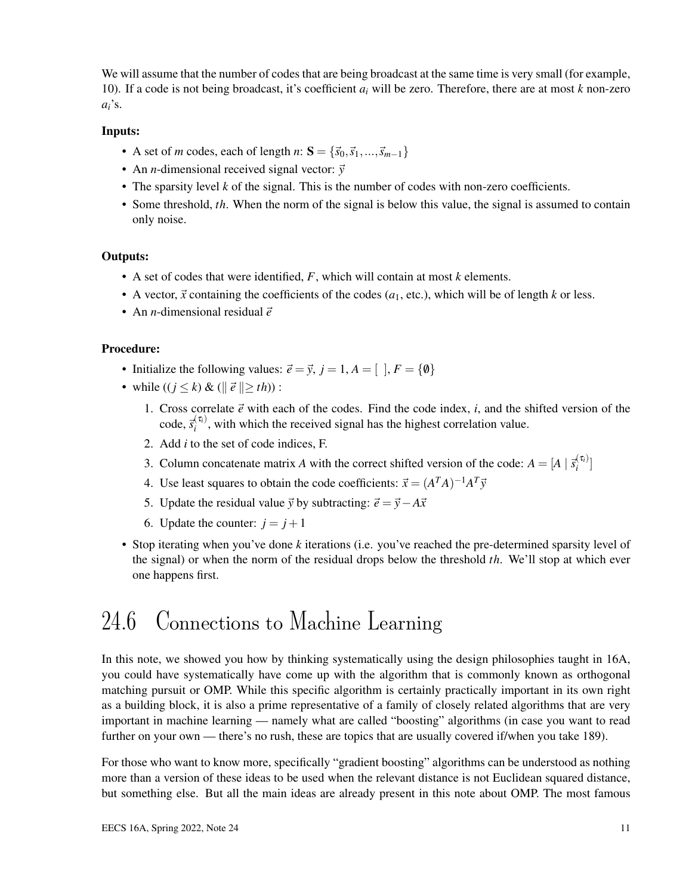We will assume that the number of codes that are being broadcast at the same time is very small (for example, 10). If a code is not being broadcast, it's coefficient $a_i$ will be zero. Therefore, there are at most $k$ non-zero $a_i$'s.

**Inputs:**

- A set of $m$ codes, each of length $n$: $\mathbf{S} = \{\vec{s}_0, \vec{s}_1, ..., \vec{s}_{m-1}\}$
- An $n$-dimensional received signal vector: $\vec{y}$
- The sparsity level $k$ of the signal. This is the number of codes with non-zero coefficients.
- Some threshold, $th$. When the norm of the signal is below this value, the signal is assumed to contain only noise.

**Outputs:**

- A set of codes that were identified, $F$, which will contain at most $k$ elements.
- A vector, $\vec{x}$ containing the coefficients of the codes ($a_1$, etc.), which will be of length $k$ or less.
- An $n$-dimensional residual $\vec{e}$

**Procedure:**

- Initialize the following values: $\vec{e} = \vec{y}$, $j = 1$, $A = [\ ]$, $F = \{\emptyset\}$
- while $((j \leq k)$ & $(\| \vec{e} \| \geq th))$ :
  1. Cross correlate $\vec{e}$ with each of the codes. Find the code index, $i$, and the shifted version of the code, $\vec{s}_i^{(\tau_i)}$, with which the received signal has the highest correlation value.
  2. Add $i$ to the set of code indices, F.
  3. Column concatenate matrix $A$ with the correct shifted version of the code: $A = [A \mid \vec{s}_i^{(\tau_i)}]$
  4. Use least squares to obtain the code coefficients: $\vec{x} = (A^T A)^{-1} A^T \vec{y}$
  5. Update the residual value $\vec{y}$ by subtracting: $\vec{e} = \vec{y} - A\vec{x}$
  6. Update the counter: $j = j + 1$
- Stop iterating when you've done $k$ iterations (i.e. you've reached the pre-determined sparsity level of the signal) or when the norm of the residual drops below the threshold $th$. We'll stop at which ever one happens first.

# 24.6 Connections to Machine Learning

In this note, we showed you how by thinking systematically using the design philosophies taught in 16A, you could have systematically have come up with the algorithm that is commonly known as orthogonal matching pursuit or OMP. While this specific algorithm is certainly practically important in its own right as a building block, it is also a prime representative of a family of closely related algorithms that are very important in machine learning — namely what are called "boosting" algorithms (in case you want to read further on your own — there's no rush, these are topics that are usually covered if/when you take 189).

For those who want to know more, specifically "gradient boosting" algorithms can be understood as nothing more than a version of these ideas to be used when the relevant distance is not Euclidean squared distance, but something else. But all the main ideas are already present in this note about OMP. The most famous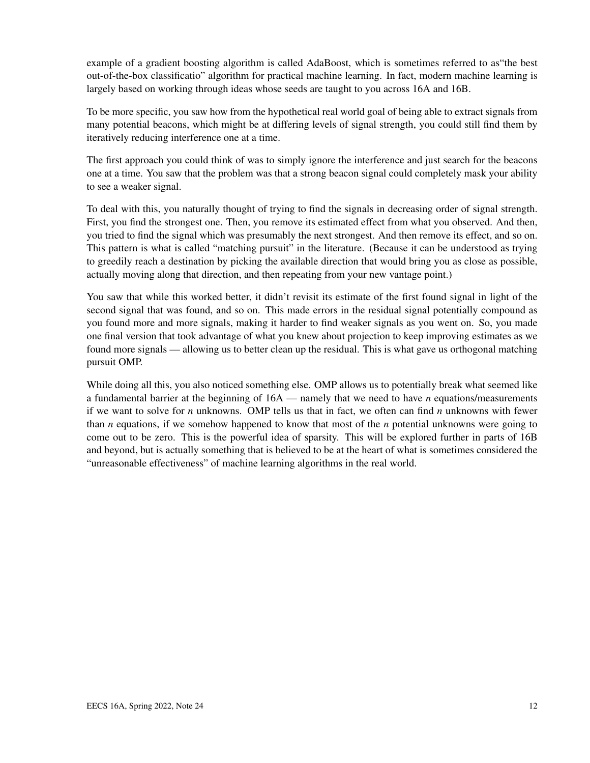example of a gradient boosting algorithm is called AdaBoost, which is sometimes referred to as"the best out-of-the-box classificatio" algorithm for practical machine learning. In fact, modern machine learning is largely based on working through ideas whose seeds are taught to you across 16A and 16B.

To be more specific, you saw how from the hypothetical real world goal of being able to extract signals from many potential beacons, which might be at differing levels of signal strength, you could still find them by iteratively reducing interference one at a time.

The first approach you could think of was to simply ignore the interference and just search for the beacons one at a time. You saw that the problem was that a strong beacon signal could completely mask your ability to see a weaker signal.

To deal with this, you naturally thought of trying to find the signals in decreasing order of signal strength. First, you find the strongest one. Then, you remove its estimated effect from what you observed. And then, you tried to find the signal which was presumably the next strongest. And then remove its effect, and so on. This pattern is what is called "matching pursuit" in the literature. (Because it can be understood as trying to greedily reach a destination by picking the available direction that would bring you as close as possible, actually moving along that direction, and then repeating from your new vantage point.)

You saw that while this worked better, it didn't revisit its estimate of the first found signal in light of the second signal that was found, and so on. This made errors in the residual signal potentially compound as you found more and more signals, making it harder to find weaker signals as you went on. So, you made one final version that took advantage of what you knew about projection to keep improving estimates as we found more signals — allowing us to better clean up the residual. This is what gave us orthogonal matching pursuit OMP.

While doing all this, you also noticed something else. OMP allows us to potentially break what seemed like a fundamental barrier at the beginning of 16A — namely that we need to have $n$ equations/measurements if we want to solve for $n$ unknowns. OMP tells us that in fact, we often can find $n$ unknowns with fewer than $n$ equations, if we somehow happened to know that most of the $n$ potential unknowns were going to come out to be zero. This is the powerful idea of sparsity. This will be explored further in parts of 16B and beyond, but is actually something that is believed to be at the heart of what is sometimes considered the "unreasonable effectiveness" of machine learning algorithms in the real world.